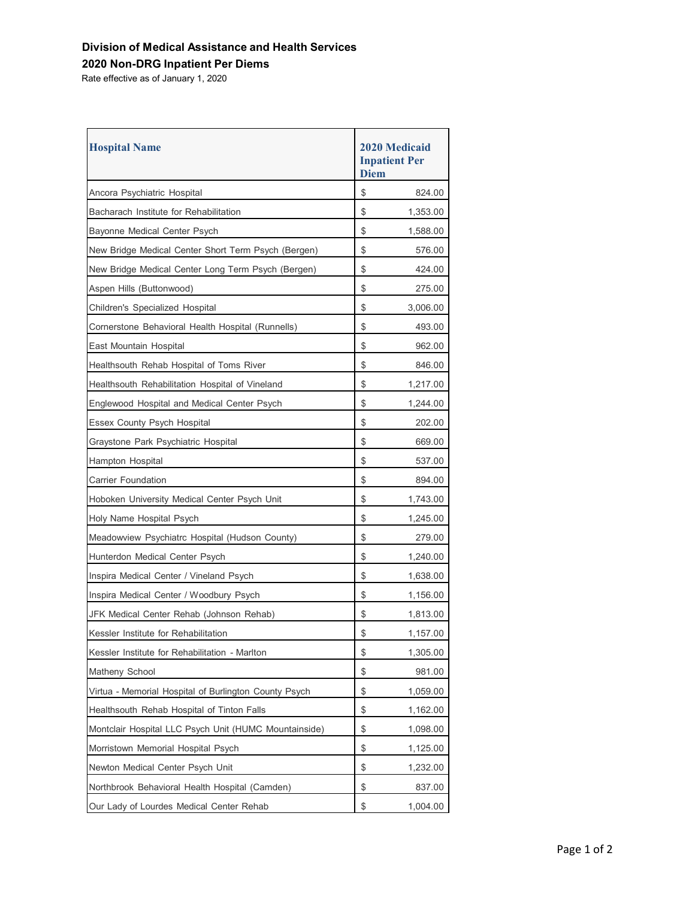**Division of Medical Assistance and Health Services**

**2020 Non-DRG Inpatient Per Diems**

Rate effective as of January 1, 2020

| Hospital Name | 2020 Medicaid Inpatient Per Diem |
|---|---|
| Ancora Psychiatric Hospital | $ 824.00 |
| Bacharach Institute for Rehabilitation | $ 1,353.00 |
| Bayonne Medical Center Psych | $ 1,588.00 |
| New Bridge Medical Center Short Term Psych (Bergen) | $ 576.00 |
| New Bridge Medical Center Long Term Psych (Bergen) | $ 424.00 |
| Aspen Hills (Buttonwood) | $ 275.00 |
| Children's Specialized Hospital | $ 3,006.00 |
| Cornerstone Behavioral Health Hospital (Runnells) | $ 493.00 |
| East Mountain Hospital | $ 962.00 |
| Healthsouth Rehab Hospital of Toms River | $ 846.00 |
| Healthsouth Rehabilitation Hospital of Vineland | $ 1,217.00 |
| Englewood Hospital and Medical Center Psych | $ 1,244.00 |
| Essex County Psych Hospital | $ 202.00 |
| Graystone Park Psychiatric Hospital | $ 669.00 |
| Hampton Hospital | $ 537.00 |
| Carrier Foundation | $ 894.00 |
| Hoboken University Medical Center Psych Unit | $ 1,743.00 |
| Holy Name Hospital Psych | $ 1,245.00 |
| Meadowview Psychiatrc Hospital (Hudson County) | $ 279.00 |
| Hunterdon Medical Center Psych | $ 1,240.00 |
| Inspira Medical Center / Vineland Psych | $ 1,638.00 |
| Inspira Medical Center / Woodbury Psych | $ 1,156.00 |
| JFK Medical Center Rehab (Johnson Rehab) | $ 1,813.00 |
| Kessler Institute for Rehabilitation | $ 1,157.00 |
| Kessler Institute for Rehabilitation - Marlton | $ 1,305.00 |
| Matheny School | $ 981.00 |
| Virtua - Memorial Hospital of Burlington County Psych | $ 1,059.00 |
| Healthsouth Rehab Hospital of Tinton Falls | $ 1,162.00 |
| Montclair Hospital LLC Psych Unit (HUMC Mountainside) | $ 1,098.00 |
| Morristown Memorial Hospital Psych | $ 1,125.00 |
| Newton Medical Center Psych Unit | $ 1,232.00 |
| Northbrook Behavioral Health Hospital (Camden) | $ 837.00 |
| Our Lady of Lourdes Medical Center Rehab | $ 1,004.00 |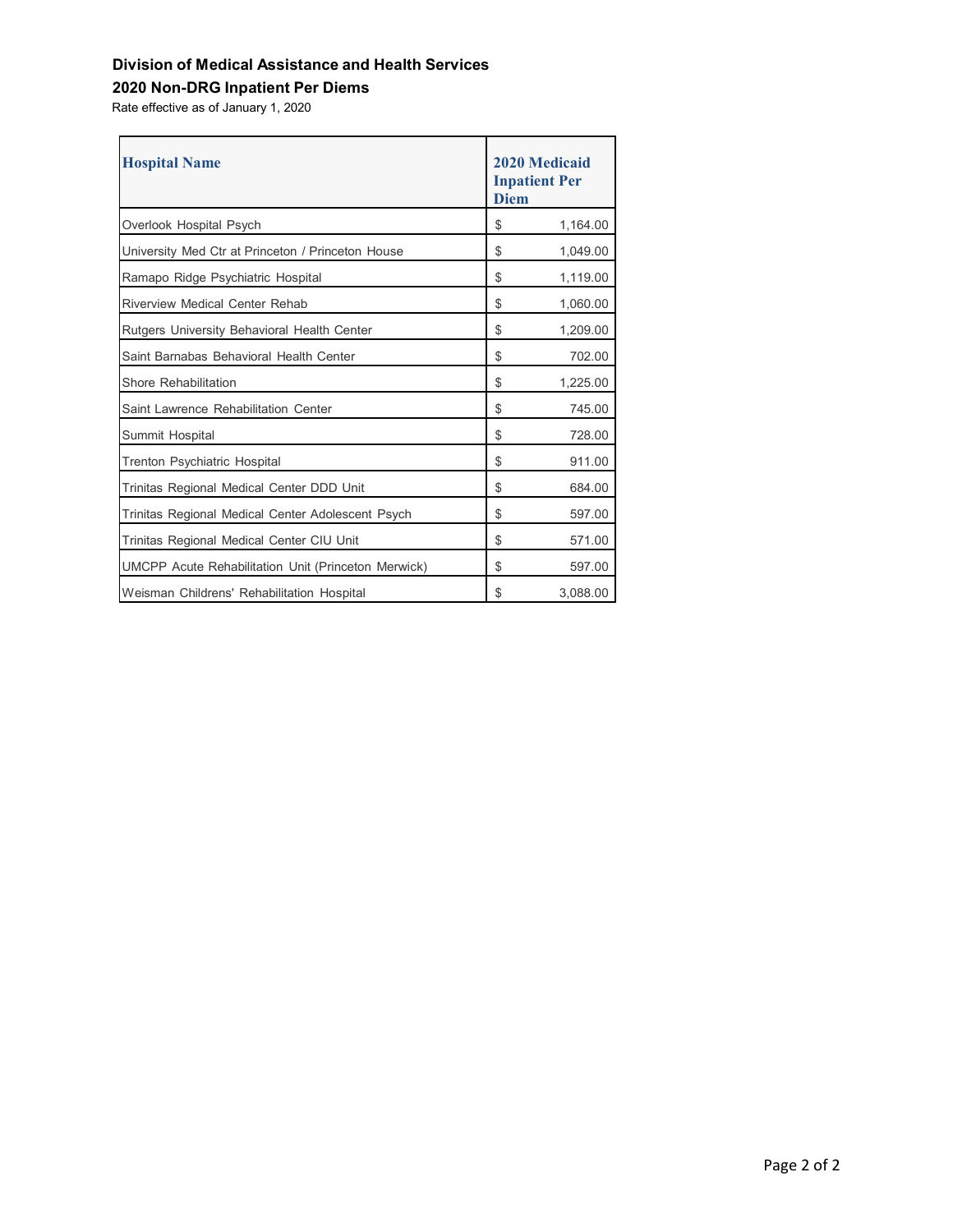### Division of Medical Assistance and Health Services

### 2020 Non-DRG Inpatient Per Diems

Rate effective as of January 1, 2020

| Hospital Name | 2020 Medicaid Inpatient Per Diem |
|---|---|
| Overlook Hospital Psych | $ 1,164.00 |
| University Med Ctr at Princeton / Princeton House | $ 1,049.00 |
| Ramapo Ridge Psychiatric Hospital | $ 1,119.00 |
| Riverview Medical Center Rehab | $ 1,060.00 |
| Rutgers University Behavioral Health Center | $ 1,209.00 |
| Saint Barnabas Behavioral Health Center | $ 702.00 |
| Shore Rehabilitation | $ 1,225.00 |
| Saint Lawrence Rehabilitation Center | $ 745.00 |
| Summit Hospital | $ 728.00 |
| Trenton Psychiatric Hospital | $ 911.00 |
| Trinitas Regional Medical Center DDD Unit | $ 684.00 |
| Trinitas Regional Medical Center Adolescent Psych | $ 597.00 |
| Trinitas Regional Medical Center CIU Unit | $ 571.00 |
| UMCPP Acute Rehabilitation Unit (Princeton Merwick) | $ 597.00 |
| Weisman Childrens' Rehabilitation Hospital | $ 3,088.00 |